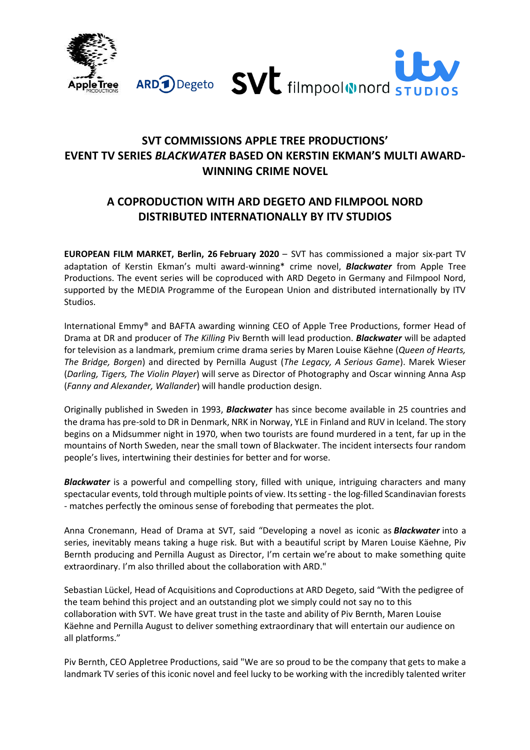## SVT COMMISSIONS APPLE TREE PRODUCTIONS' EVENT TV SERIES *BLACKWATER* BASED ON KERSTIN EKMAN'S MULTI AWARD-WINNING CRIME NOVEL

## A COPRODUCTION WITH ARD DEGETO AND FILMPOOL NORD DISTRIBUTED INTERNATIONALLY BY ITV STUDIOS

**EUROPEAN FILM MARKET, Berlin, 26 February 2020** – SVT has commissioned a major six-part TV adaptation of Kerstin Ekman's multi award-winning* crime novel, ***Blackwater*** from Apple Tree Productions. The event series will be coproduced with ARD Degeto in Germany and Filmpool Nord, supported by the MEDIA Programme of the European Union and distributed internationally by ITV Studios.

International Emmy® and BAFTA awarding winning CEO of Apple Tree Productions, former Head of Drama at DR and producer of *The Killing* Piv Bernth will lead production. ***Blackwater*** will be adapted for television as a landmark, premium crime drama series by Maren Louise Käehne (*Queen of Hearts, The Bridge, Borgen*) and directed by Pernilla August (*The Legacy, A Serious Game*). Marek Wieser (*Darling, Tigers, The Violin Player*) will serve as Director of Photography and Oscar winning Anna Asp (*Fanny and Alexander, Wallander*) will handle production design.

Originally published in Sweden in 1993, ***Blackwater*** has since become available in 25 countries and the drama has pre-sold to DR in Denmark, NRK in Norway, YLE in Finland and RUV in Iceland. The story begins on a Midsummer night in 1970, when two tourists are found murdered in a tent, far up in the mountains of North Sweden, near the small town of Blackwater. The incident intersects four random people's lives, intertwining their destinies for better and for worse.

***Blackwater*** is a powerful and compelling story, filled with unique, intriguing characters and many spectacular events, told through multiple points of view. Its setting - the log-filled Scandinavian forests - matches perfectly the ominous sense of foreboding that permeates the plot.

Anna Cronemann, Head of Drama at SVT, said "Developing a novel as iconic as ***Blackwater*** into a series, inevitably means taking a huge risk. But with a beautiful script by Maren Louise Käehne, Piv Bernth producing and Pernilla August as Director, I'm certain we're about to make something quite extraordinary. I'm also thrilled about the collaboration with ARD."

Sebastian Lückel, Head of Acquisitions and Coproductions at ARD Degeto, said "With the pedigree of the team behind this project and an outstanding plot we simply could not say no to this collaboration with SVT. We have great trust in the taste and ability of Piv Bernth, Maren Louise Käehne and Pernilla August to deliver something extraordinary that will entertain our audience on all platforms."

Piv Bernth, CEO Appletree Productions, said "We are so proud to be the company that gets to make a landmark TV series of this iconic novel and feel lucky to be working with the incredibly talented writer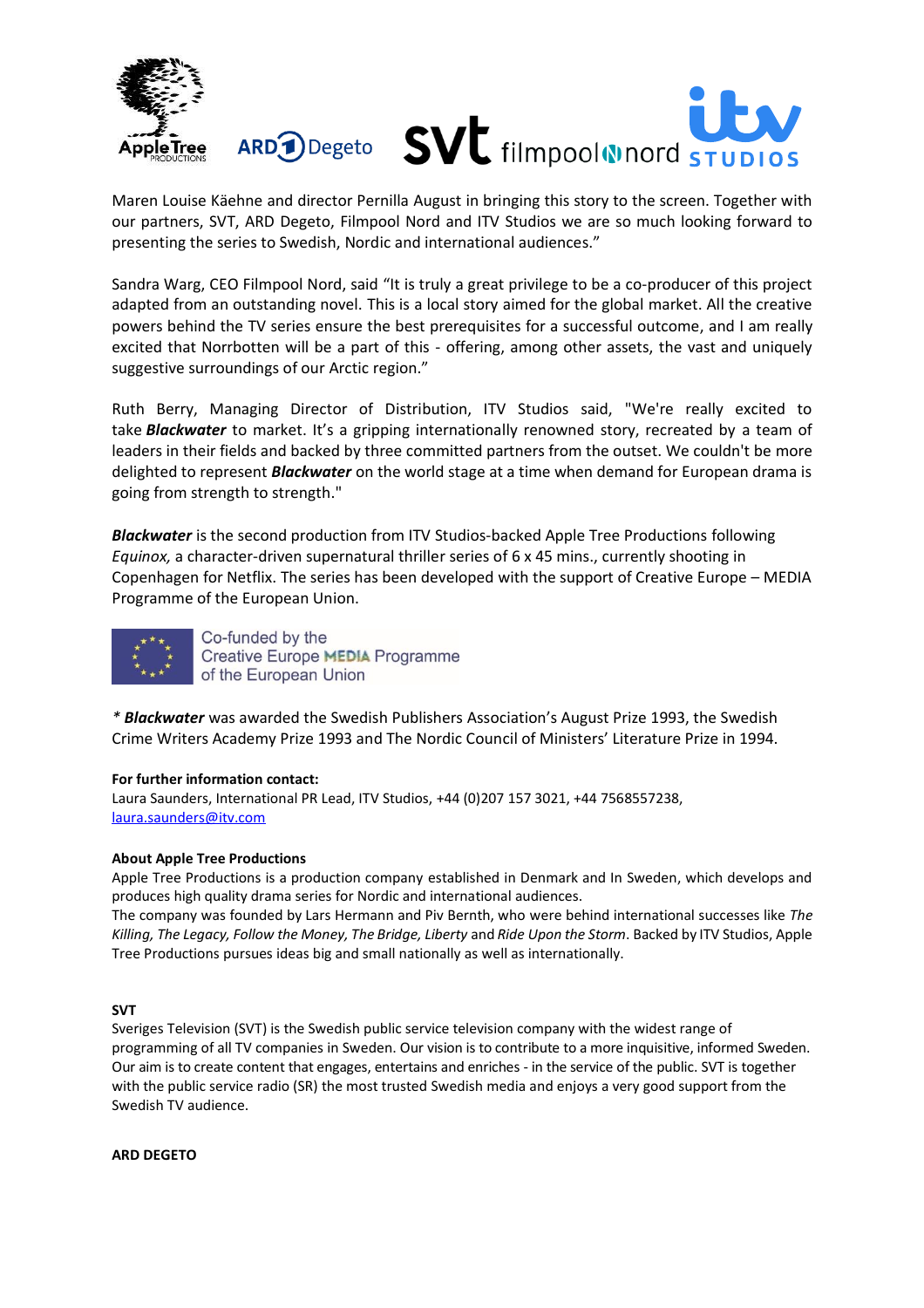Maren Louise Käehne and director Pernilla August in bringing this story to the screen. Together with our partners, SVT, ARD Degeto, Filmpool Nord and ITV Studios we are so much looking forward to presenting the series to Swedish, Nordic and international audiences."

Sandra Warg, CEO Filmpool Nord, said "It is truly a great privilege to be a co-producer of this project adapted from an outstanding novel. This is a local story aimed for the global market. All the creative powers behind the TV series ensure the best prerequisites for a successful outcome, and I am really excited that Norrbotten will be a part of this - offering, among other assets, the vast and uniquely suggestive surroundings of our Arctic region."

Ruth Berry, Managing Director of Distribution, ITV Studios said, "We're really excited to take ***Blackwater*** to market. It's a gripping internationally renowned story, recreated by a team of leaders in their fields and backed by three committed partners from the outset. We couldn't be more delighted to represent ***Blackwater*** on the world stage at a time when demand for European drama is going from strength to strength."

***Blackwater*** is the second production from ITV Studios-backed Apple Tree Productions following *Equinox,* a character-driven supernatural thriller series of 6 x 45 mins., currently shooting in Copenhagen for Netflix. The series has been developed with the support of Creative Europe – MEDIA Programme of the European Union.

Co-funded by the Creative Europe MEDIA Programme of the European Union

* ***Blackwater*** was awarded the Swedish Publishers Association's August Prize 1993, the Swedish Crime Writers Academy Prize 1993 and The Nordic Council of Ministers' Literature Prize in 1994.

**For further information contact:**
Laura Saunders, International PR Lead, ITV Studios, +44 (0)207 157 3021, +44 7568557238, laura.saunders@itv.com

**About Apple Tree Productions**
Apple Tree Productions is a production company established in Denmark and In Sweden, which develops and produces high quality drama series for Nordic and international audiences.
The company was founded by Lars Hermann and Piv Bernth, who were behind international successes like *The Killing, The Legacy, Follow the Money, The Bridge, Liberty* and *Ride Upon the Storm*. Backed by ITV Studios, Apple Tree Productions pursues ideas big and small nationally as well as internationally.

**SVT**
Sveriges Television (SVT) is the Swedish public service television company with the widest range of programming of all TV companies in Sweden. Our vision is to contribute to a more inquisitive, informed Sweden. Our aim is to create content that engages, entertains and enriches - in the service of the public. SVT is together with the public service radio (SR) the most trusted Swedish media and enjoys a very good support from the Swedish TV audience.

**ARD DEGETO**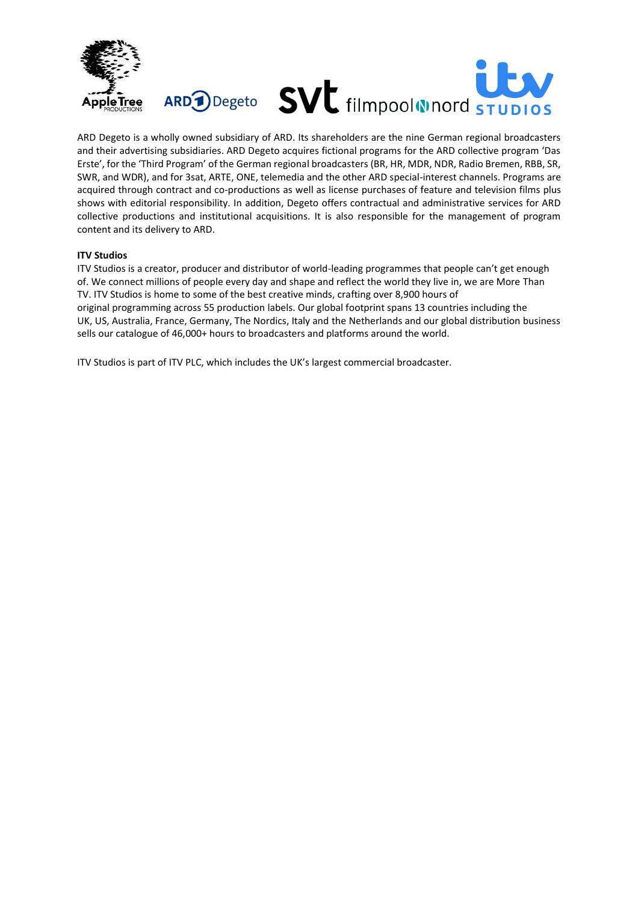ARD Degeto is a wholly owned subsidiary of ARD. Its shareholders are the nine German regional broadcasters and their advertising subsidiaries. ARD Degeto acquires fictional programs for the ARD collective program 'Das Erste', for the 'Third Program' of the German regional broadcasters (BR, HR, MDR, NDR, Radio Bremen, RBB, SR, SWR, and WDR), and for 3sat, ARTE, ONE, telemedia and the other ARD special-interest channels. Programs are acquired through contract and co-productions as well as license purchases of feature and television films plus shows with editorial responsibility. In addition, Degeto offers contractual and administrative services for ARD collective productions and institutional acquisitions. It is also responsible for the management of program content and its delivery to ARD.

**ITV Studios**

ITV Studios is a creator, producer and distributor of world-leading programmes that people can't get enough of. We connect millions of people every day and shape and reflect the world they live in, we are More Than TV. ITV Studios is home to some of the best creative minds, crafting over 8,900 hours of original programming across 55 production labels. Our global footprint spans 13 countries including the UK, US, Australia, France, Germany, The Nordics, Italy and the Netherlands and our global distribution business sells our catalogue of 46,000+ hours to broadcasters and platforms around the world.

ITV Studios is part of ITV PLC, which includes the UK's largest commercial broadcaster.